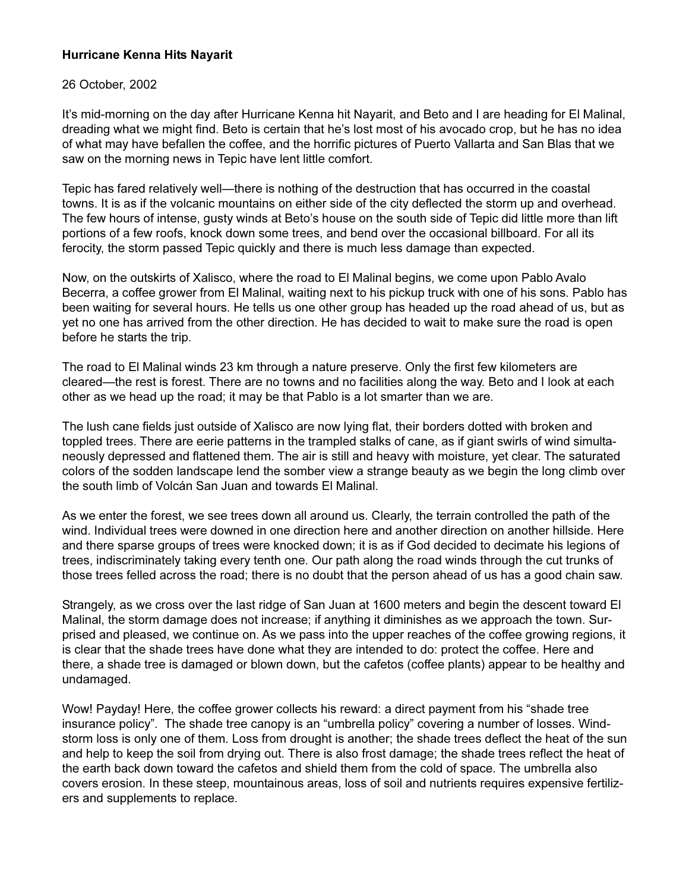**Hurricane Kenna Hits Nayarit**

26 October, 2002

It's mid-morning on the day after Hurricane Kenna hit Nayarit, and Beto and I are heading for El Malinal, dreading what we might find. Beto is certain that he's lost most of his avocado crop, but he has no idea of what may have befallen the coffee, and the horrific pictures of Puerto Vallarta and San Blas that we saw on the morning news in Tepic have lent little comfort.

Tepic has fared relatively well—there is nothing of the destruction that has occurred in the coastal towns. It is as if the volcanic mountains on either side of the city deflected the storm up and overhead. The few hours of intense, gusty winds at Beto's house on the south side of Tepic did little more than lift portions of a few roofs, knock down some trees, and bend over the occasional billboard. For all its ferocity, the storm passed Tepic quickly and there is much less damage than expected.

Now, on the outskirts of Xalisco, where the road to El Malinal begins, we come upon Pablo Avalo Becerra, a coffee grower from El Malinal, waiting next to his pickup truck with one of his sons. Pablo has been waiting for several hours. He tells us one other group has headed up the road ahead of us, but as yet no one has arrived from the other direction. He has decided to wait to make sure the road is open before he starts the trip.

The road to El Malinal winds 23 km through a nature preserve. Only the first few kilometers are cleared—the rest is forest. There are no towns and no facilities along the way. Beto and I look at each other as we head up the road; it may be that Pablo is a lot smarter than we are.

The lush cane fields just outside of Xalisco are now lying flat, their borders dotted with broken and toppled trees. There are eerie patterns in the trampled stalks of cane, as if giant swirls of wind simultaneously depressed and flattened them. The air is still and heavy with moisture, yet clear. The saturated colors of the sodden landscape lend the somber view a strange beauty as we begin the long climb over the south limb of Volcán San Juan and towards El Malinal.

As we enter the forest, we see trees down all around us. Clearly, the terrain controlled the path of the wind. Individual trees were downed in one direction here and another direction on another hillside. Here and there sparse groups of trees were knocked down; it is as if God decided to decimate his legions of trees, indiscriminately taking every tenth one. Our path along the road winds through the cut trunks of those trees felled across the road; there is no doubt that the person ahead of us has a good chain saw.

Strangely, as we cross over the last ridge of San Juan at 1600 meters and begin the descent toward El Malinal, the storm damage does not increase; if anything it diminishes as we approach the town. Surprised and pleased, we continue on. As we pass into the upper reaches of the coffee growing regions, it is clear that the shade trees have done what they are intended to do: protect the coffee. Here and there, a shade tree is damaged or blown down, but the cafetos (coffee plants) appear to be healthy and undamaged.

Wow! Payday! Here, the coffee grower collects his reward: a direct payment from his "shade tree insurance policy". The shade tree canopy is an "umbrella policy" covering a number of losses. Windstorm loss is only one of them. Loss from drought is another; the shade trees deflect the heat of the sun and help to keep the soil from drying out. There is also frost damage; the shade trees reflect the heat of the earth back down toward the cafetos and shield them from the cold of space. The umbrella also covers erosion. In these steep, mountainous areas, loss of soil and nutrients requires expensive fertilizers and supplements to replace.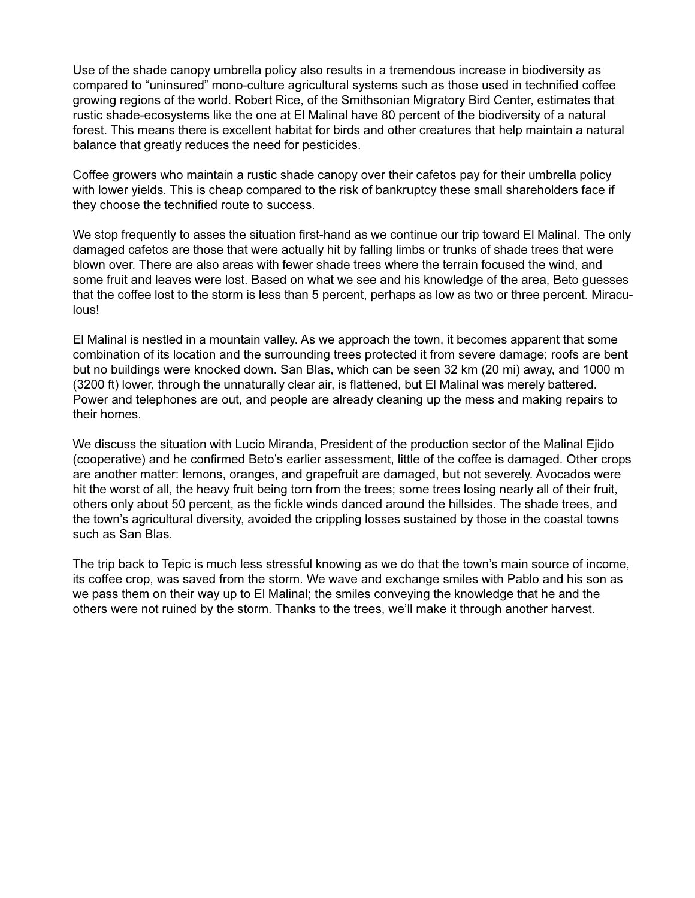Use of the shade canopy umbrella policy also results in a tremendous increase in biodiversity as compared to “uninsured” mono-culture agricultural systems such as those used in technified coffee growing regions of the world. Robert Rice, of the Smithsonian Migratory Bird Center, estimates that rustic shade-ecosystems like the one at El Malinal have 80 percent of the biodiversity of a natural forest. This means there is excellent habitat for birds and other creatures that help maintain a natural balance that greatly reduces the need for pesticides.

Coffee growers who maintain a rustic shade canopy over their cafetos pay for their umbrella policy with lower yields. This is cheap compared to the risk of bankruptcy these small shareholders face if they choose the technified route to success.

We stop frequently to asses the situation first-hand as we continue our trip toward El Malinal. The only damaged cafetos are those that were actually hit by falling limbs or trunks of shade trees that were blown over. There are also areas with fewer shade trees where the terrain focused the wind, and some fruit and leaves were lost. Based on what we see and his knowledge of the area, Beto guesses that the coffee lost to the storm is less than 5 percent, perhaps as low as two or three percent. Miraculous!

El Malinal is nestled in a mountain valley. As we approach the town, it becomes apparent that some combination of its location and the surrounding trees protected it from severe damage; roofs are bent but no buildings were knocked down. San Blas, which can be seen 32 km (20 mi) away, and 1000 m (3200 ft) lower, through the unnaturally clear air, is flattened, but El Malinal was merely battered. Power and telephones are out, and people are already cleaning up the mess and making repairs to their homes.

We discuss the situation with Lucio Miranda, President of the production sector of the Malinal Ejido (cooperative) and he confirmed Beto’s earlier assessment, little of the coffee is damaged. Other crops are another matter: lemons, oranges, and grapefruit are damaged, but not severely. Avocados were hit the worst of all, the heavy fruit being torn from the trees; some trees losing nearly all of their fruit, others only about 50 percent, as the fickle winds danced around the hillsides. The shade trees, and the town’s agricultural diversity, avoided the crippling losses sustained by those in the coastal towns such as San Blas.

The trip back to Tepic is much less stressful knowing as we do that the town’s main source of income, its coffee crop, was saved from the storm. We wave and exchange smiles with Pablo and his son as we pass them on their way up to El Malinal; the smiles conveying the knowledge that he and the others were not ruined by the storm. Thanks to the trees, we’ll make it through another harvest.